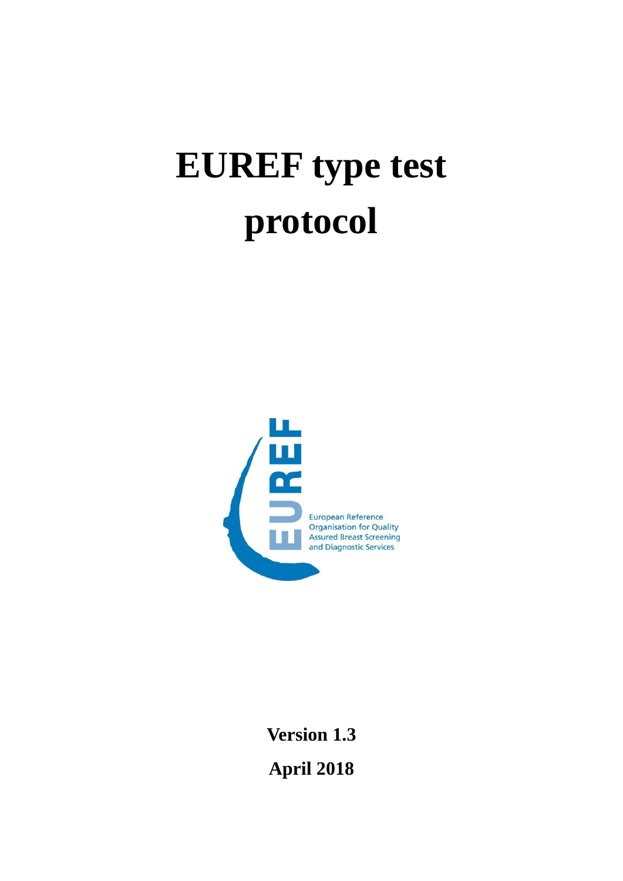# EUREF type test protocol

EUREF

European Reference Organisation for Quality Assured Breast Screening and Diagnostic Services

**Version 1.3**

**April 2018**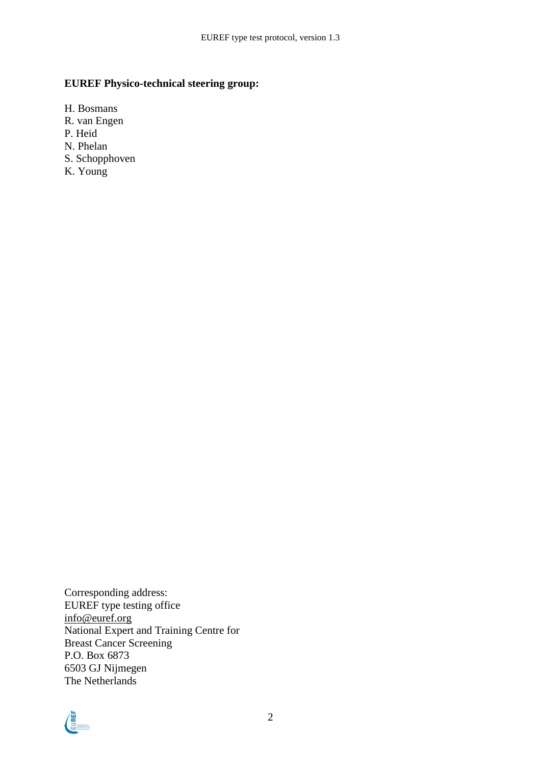**EUREF Physico-technical steering group:**

H. Bosmans
R. van Engen
P. Heid
N. Phelan
S. Schopphoven
K. Young

Corresponding address:
EUREF type testing office
info@euref.org
National Expert and Training Centre for
Breast Cancer Screening
P.O. Box 6873
6503 GJ Nijmegen
The Netherlands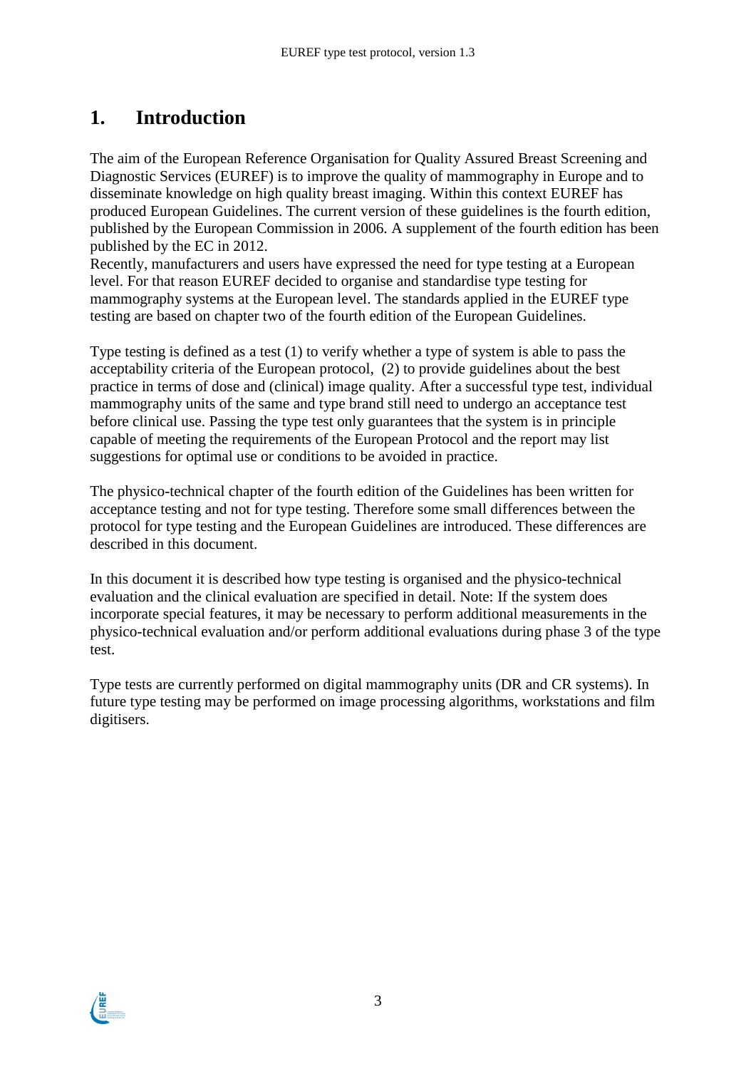# 1. Introduction

The aim of the European Reference Organisation for Quality Assured Breast Screening and Diagnostic Services (EUREF) is to improve the quality of mammography in Europe and to disseminate knowledge on high quality breast imaging. Within this context EUREF has produced European Guidelines. The current version of these guidelines is the fourth edition, published by the European Commission in 2006. A supplement of the fourth edition has been published by the EC in 2012.
Recently, manufacturers and users have expressed the need for type testing at a European level. For that reason EUREF decided to organise and standardise type testing for mammography systems at the European level. The standards applied in the EUREF type testing are based on chapter two of the fourth edition of the European Guidelines.

Type testing is defined as a test (1) to verify whether a type of system is able to pass the acceptability criteria of the European protocol, (2) to provide guidelines about the best practice in terms of dose and (clinical) image quality. After a successful type test, individual mammography units of the same and type brand still need to undergo an acceptance test before clinical use. Passing the type test only guarantees that the system is in principle capable of meeting the requirements of the European Protocol and the report may list suggestions for optimal use or conditions to be avoided in practice.

The physico-technical chapter of the fourth edition of the Guidelines has been written for acceptance testing and not for type testing. Therefore some small differences between the protocol for type testing and the European Guidelines are introduced. These differences are described in this document.

In this document it is described how type testing is organised and the physico-technical evaluation and the clinical evaluation are specified in detail. Note: If the system does incorporate special features, it may be necessary to perform additional measurements in the physico-technical evaluation and/or perform additional evaluations during phase 3 of the type test.

Type tests are currently performed on digital mammography units (DR and CR systems). In future type testing may be performed on image processing algorithms, workstations and film digitisers.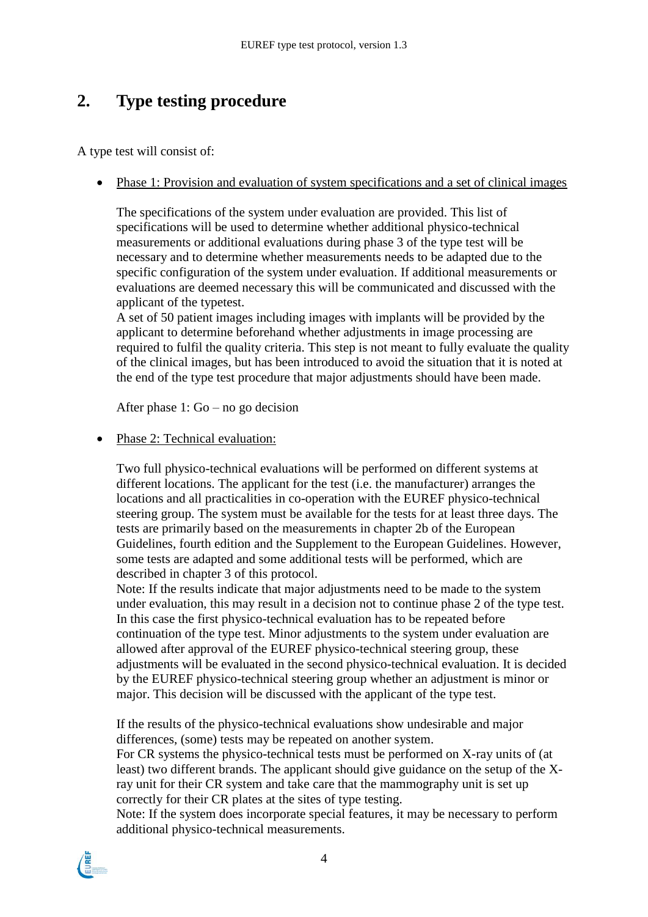# 2. Type testing procedure

A type test will consist of:

- Phase 1: Provision and evaluation of system specifications and a set of clinical images

  The specifications of the system under evaluation are provided. This list of specifications will be used to determine whether additional physico-technical measurements or additional evaluations during phase 3 of the type test will be necessary and to determine whether measurements needs to be adapted due to the specific configuration of the system under evaluation. If additional measurements or evaluations are deemed necessary this will be communicated and discussed with the applicant of the typetest.
  A set of 50 patient images including images with implants will be provided by the applicant to determine beforehand whether adjustments in image processing are required to fulfil the quality criteria. This step is not meant to fully evaluate the quality of the clinical images, but has been introduced to avoid the situation that it is noted at the end of the type test procedure that major adjustments should have been made.

  After phase 1: Go – no go decision

- Phase 2: Technical evaluation:

  Two full physico-technical evaluations will be performed on different systems at different locations. The applicant for the test (i.e. the manufacturer) arranges the locations and all practicalities in co-operation with the EUREF physico-technical steering group. The system must be available for the tests for at least three days. The tests are primarily based on the measurements in chapter 2b of the European Guidelines, fourth edition and the Supplement to the European Guidelines. However, some tests are adapted and some additional tests will be performed, which are described in chapter 3 of this protocol.
  Note: If the results indicate that major adjustments need to be made to the system under evaluation, this may result in a decision not to continue phase 2 of the type test. In this case the first physico-technical evaluation has to be repeated before continuation of the type test. Minor adjustments to the system under evaluation are allowed after approval of the EUREF physico-technical steering group, these adjustments will be evaluated in the second physico-technical evaluation. It is decided by the EUREF physico-technical steering group whether an adjustment is minor or major. This decision will be discussed with the applicant of the type test.

  If the results of the physico-technical evaluations show undesirable and major differences, (some) tests may be repeated on another system.
  For CR systems the physico-technical tests must be performed on X-ray units of (at least) two different brands. The applicant should give guidance on the setup of the X-ray unit for their CR system and take care that the mammography unit is set up correctly for their CR plates at the sites of type testing.
  Note: If the system does incorporate special features, it may be necessary to perform additional physico-technical measurements.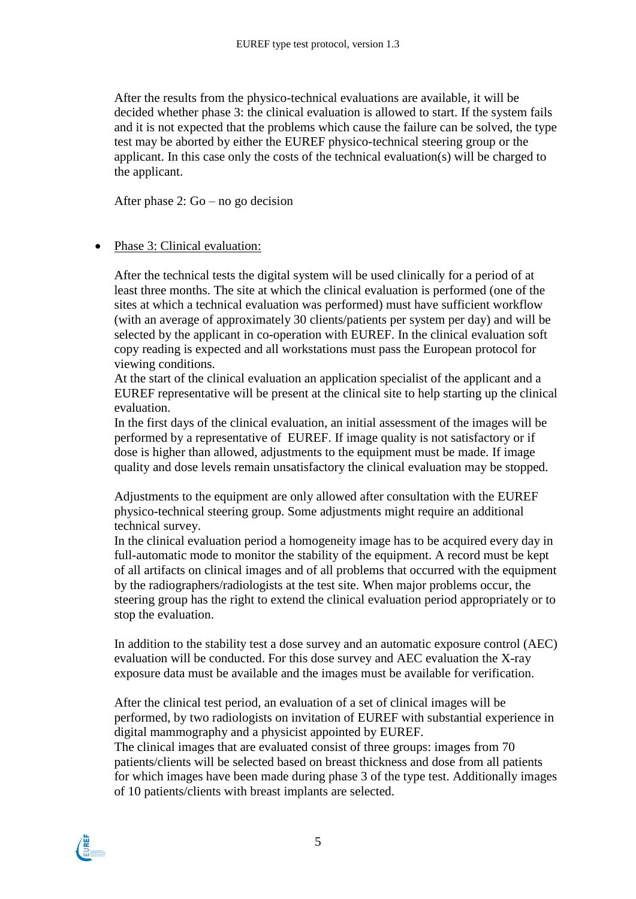After the results from the physico-technical evaluations are available, it will be decided whether phase 3: the clinical evaluation is allowed to start. If the system fails and it is not expected that the problems which cause the failure can be solved, the type test may be aborted by either the EUREF physico-technical steering group or the applicant. In this case only the costs of the technical evaluation(s) will be charged to the applicant.

After phase 2: Go – no go decision

- Phase 3: Clinical evaluation:

  After the technical tests the digital system will be used clinically for a period of at least three months. The site at which the clinical evaluation is performed (one of the sites at which a technical evaluation was performed) must have sufficient workflow (with an average of approximately 30 clients/patients per system per day) and will be selected by the applicant in co-operation with EUREF. In the clinical evaluation soft copy reading is expected and all workstations must pass the European protocol for viewing conditions.
  At the start of the clinical evaluation an application specialist of the applicant and a EUREF representative will be present at the clinical site to help starting up the clinical evaluation.
  In the first days of the clinical evaluation, an initial assessment of the images will be performed by a representative of EUREF. If image quality is not satisfactory or if dose is higher than allowed, adjustments to the equipment must be made. If image quality and dose levels remain unsatisfactory the clinical evaluation may be stopped.

  Adjustments to the equipment are only allowed after consultation with the EUREF physico-technical steering group. Some adjustments might require an additional technical survey.
  In the clinical evaluation period a homogeneity image has to be acquired every day in full-automatic mode to monitor the stability of the equipment. A record must be kept of all artifacts on clinical images and of all problems that occurred with the equipment by the radiographers/radiologists at the test site. When major problems occur, the steering group has the right to extend the clinical evaluation period appropriately or to stop the evaluation.

  In addition to the stability test a dose survey and an automatic exposure control (AEC) evaluation will be conducted. For this dose survey and AEC evaluation the X-ray exposure data must be available and the images must be available for verification.

  After the clinical test period, an evaluation of a set of clinical images will be performed, by two radiologists on invitation of EUREF with substantial experience in digital mammography and a physicist appointed by EUREF.
  The clinical images that are evaluated consist of three groups: images from 70 patients/clients will be selected based on breast thickness and dose from all patients for which images have been made during phase 3 of the type test. Additionally images of 10 patients/clients with breast implants are selected.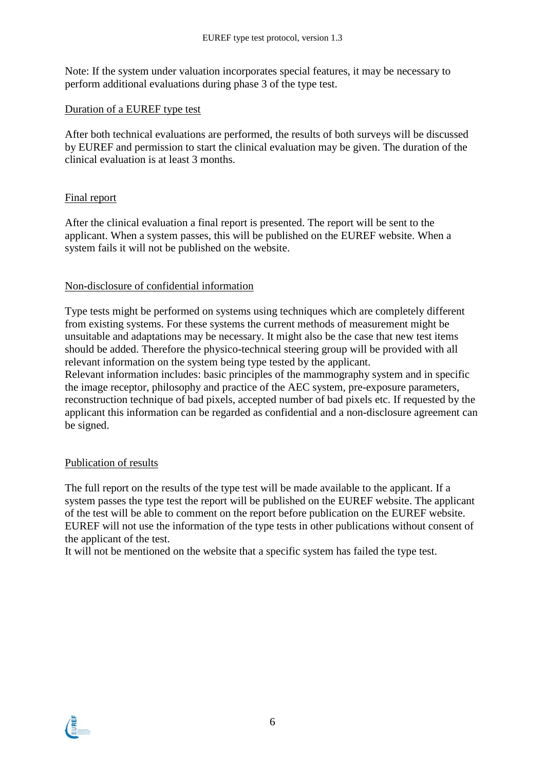Note: If the system under valuation incorporates special features, it may be necessary to perform additional evaluations during phase 3 of the type test.

## Duration of a EUREF type test

After both technical evaluations are performed, the results of both surveys will be discussed by EUREF and permission to start the clinical evaluation may be given. The duration of the clinical evaluation is at least 3 months.

## Final report

After the clinical evaluation a final report is presented. The report will be sent to the applicant. When a system passes, this will be published on the EUREF website. When a system fails it will not be published on the website.

## Non-disclosure of confidential information

Type tests might be performed on systems using techniques which are completely different from existing systems. For these systems the current methods of measurement might be unsuitable and adaptations may be necessary. It might also be the case that new test items should be added. Therefore the physico-technical steering group will be provided with all relevant information on the system being type tested by the applicant.
Relevant information includes: basic principles of the mammography system and in specific the image receptor, philosophy and practice of the AEC system, pre-exposure parameters, reconstruction technique of bad pixels, accepted number of bad pixels etc. If requested by the applicant this information can be regarded as confidential and a non-disclosure agreement can be signed.

## Publication of results

The full report on the results of the type test will be made available to the applicant. If a system passes the type test the report will be published on the EUREF website. The applicant of the test will be able to comment on the report before publication on the EUREF website. EUREF will not use the information of the type tests in other publications without consent of the applicant of the test.
It will not be mentioned on the website that a specific system has failed the type test.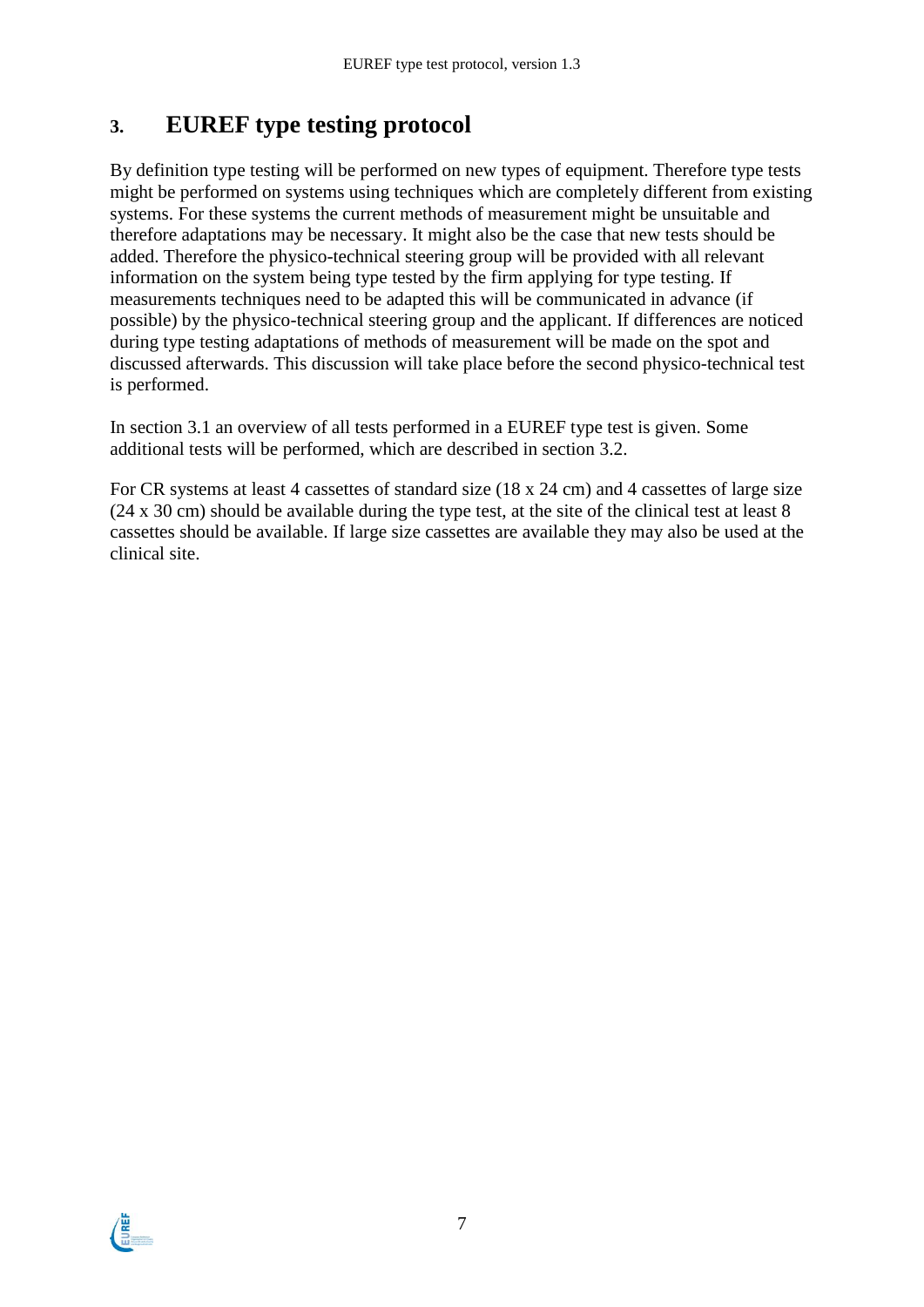# 3. EUREF type testing protocol

By definition type testing will be performed on new types of equipment. Therefore type tests might be performed on systems using techniques which are completely different from existing systems. For these systems the current methods of measurement might be unsuitable and therefore adaptations may be necessary. It might also be the case that new tests should be added. Therefore the physico-technical steering group will be provided with all relevant information on the system being type tested by the firm applying for type testing. If measurements techniques need to be adapted this will be communicated in advance (if possible) by the physico-technical steering group and the applicant. If differences are noticed during type testing adaptations of methods of measurement will be made on the spot and discussed afterwards. This discussion will take place before the second physico-technical test is performed.

In section 3.1 an overview of all tests performed in a EUREF type test is given. Some additional tests will be performed, which are described in section 3.2.

For CR systems at least 4 cassettes of standard size (18 x 24 cm) and 4 cassettes of large size (24 x 30 cm) should be available during the type test, at the site of the clinical test at least 8 cassettes should be available. If large size cassettes are available they may also be used at the clinical site.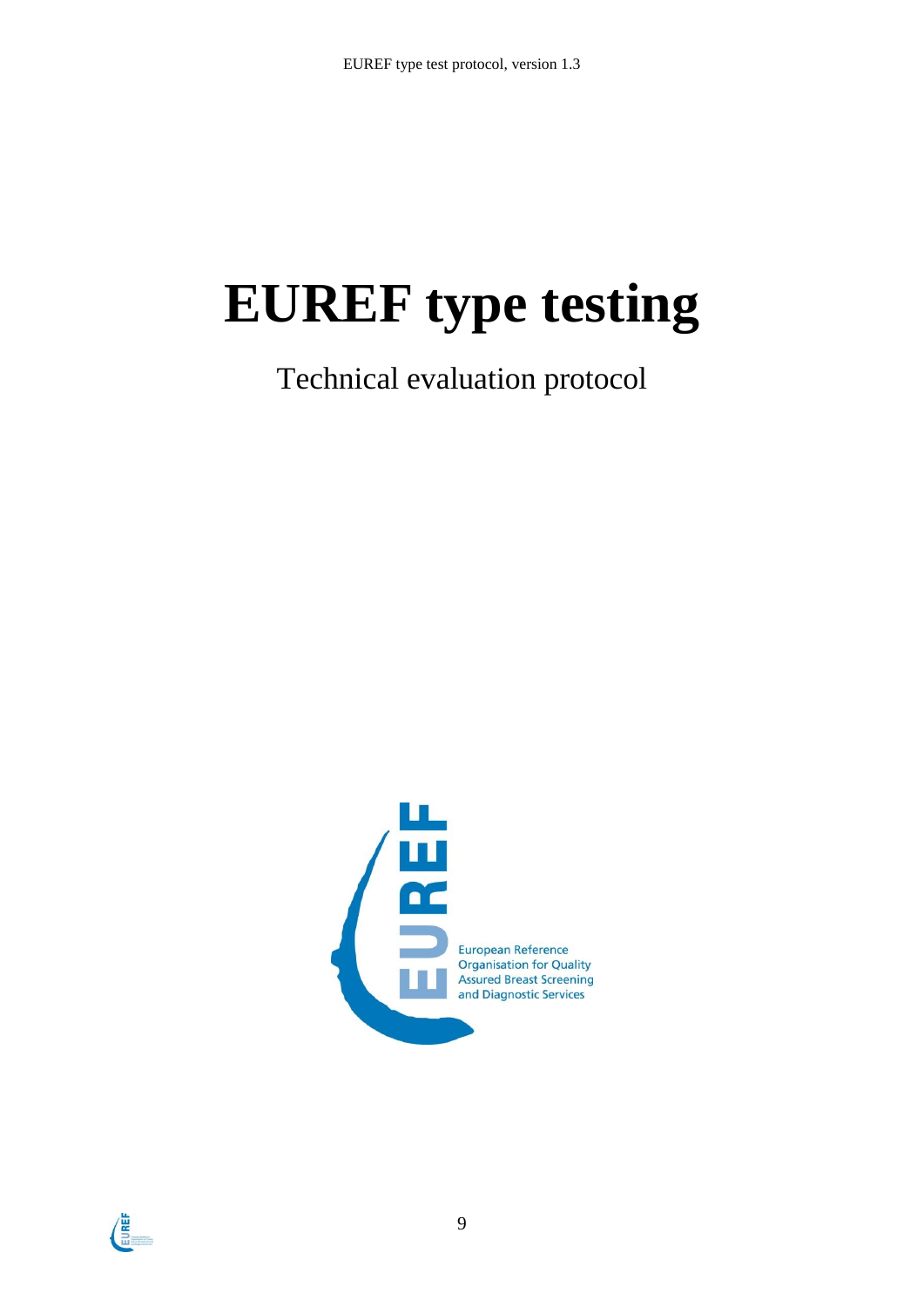# EUREF type testing

Technical evaluation protocol

European Reference
Organisation for Quality
Assured Breast Screening
and Diagnostic Services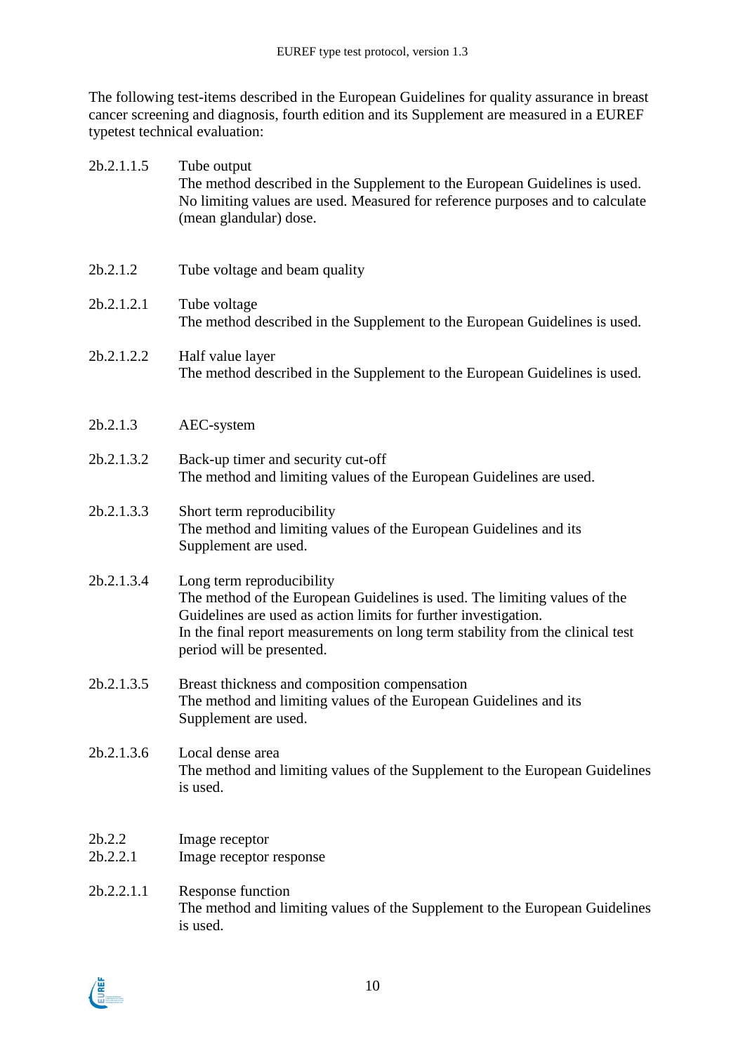The following test-items described in the European Guidelines for quality assurance in breast cancer screening and diagnosis, fourth edition and its Supplement are measured in a EUREF typetest technical evaluation:

**2b.2.1.1.5** Tube output
The method described in the Supplement to the European Guidelines is used. No limiting values are used. Measured for reference purposes and to calculate (mean glandular) dose.

**2b.2.1.2** Tube voltage and beam quality

**2b.2.1.2.1** Tube voltage
The method described in the Supplement to the European Guidelines is used.

**2b.2.1.2.2** Half value layer
The method described in the Supplement to the European Guidelines is used.

**2b.2.1.3** AEC-system

**2b.2.1.3.2** Back-up timer and security cut-off
The method and limiting values of the European Guidelines are used.

**2b.2.1.3.3** Short term reproducibility
The method and limiting values of the European Guidelines and its Supplement are used.

**2b.2.1.3.4** Long term reproducibility
The method of the European Guidelines is used. The limiting values of the Guidelines are used as action limits for further investigation.
In the final report measurements on long term stability from the clinical test period will be presented.

**2b.2.1.3.5** Breast thickness and composition compensation
The method and limiting values of the European Guidelines and its Supplement are used.

**2b.2.1.3.6** Local dense area
The method and limiting values of the Supplement to the European Guidelines is used.

**2b.2.2** Image receptor
**2b.2.2.1** Image receptor response

**2b.2.2.1.1** Response function
The method and limiting values of the Supplement to the European Guidelines is used.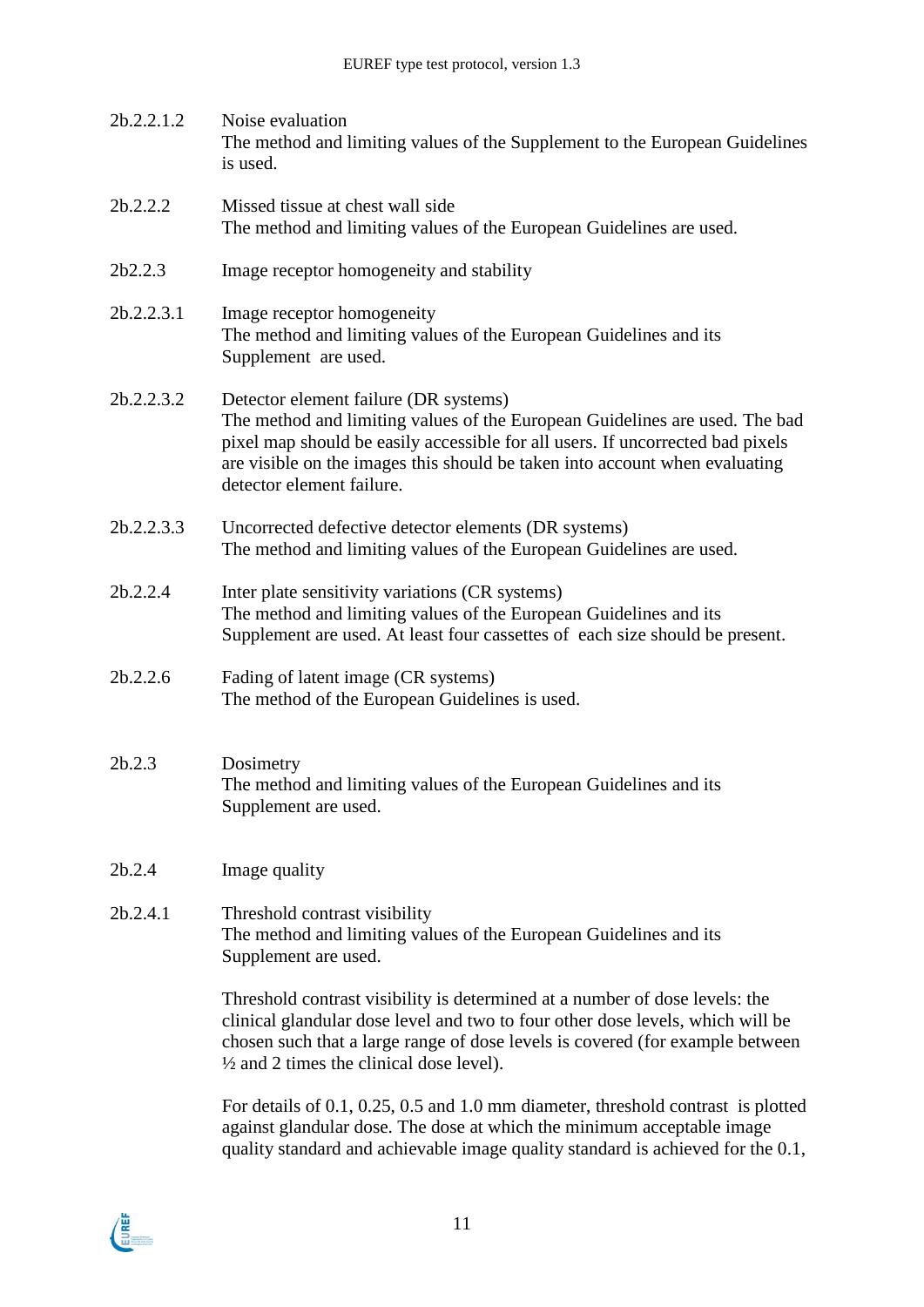2b.2.2.1.2 Noise evaluation

The method and limiting values of the Supplement to the European Guidelines is used.

2b.2.2.2 Missed tissue at chest wall side

The method and limiting values of the European Guidelines are used.

2b2.2.3 Image receptor homogeneity and stability

2b.2.2.3.1 Image receptor homogeneity

The method and limiting values of the European Guidelines and its Supplement are used.

2b.2.2.3.2 Detector element failure (DR systems)

The method and limiting values of the European Guidelines are used. The bad pixel map should be easily accessible for all users. If uncorrected bad pixels are visible on the images this should be taken into account when evaluating detector element failure.

2b.2.2.3.3 Uncorrected defective detector elements (DR systems)

The method and limiting values of the European Guidelines are used.

2b.2.2.4 Inter plate sensitivity variations (CR systems)

The method and limiting values of the European Guidelines and its Supplement are used. At least four cassettes of each size should be present.

2b.2.2.6 Fading of latent image (CR systems)

The method of the European Guidelines is used.

2b.2.3 Dosimetry

The method and limiting values of the European Guidelines and its Supplement are used.

2b.2.4 Image quality

2b.2.4.1 Threshold contrast visibility

The method and limiting values of the European Guidelines and its Supplement are used.

Threshold contrast visibility is determined at a number of dose levels: the clinical glandular dose level and two to four other dose levels, which will be chosen such that a large range of dose levels is covered (for example between ½ and 2 times the clinical dose level).

For details of 0.1, 0.25, 0.5 and 1.0 mm diameter, threshold contrast is plotted against glandular dose. The dose at which the minimum acceptable image quality standard and achievable image quality standard is achieved for the 0.1,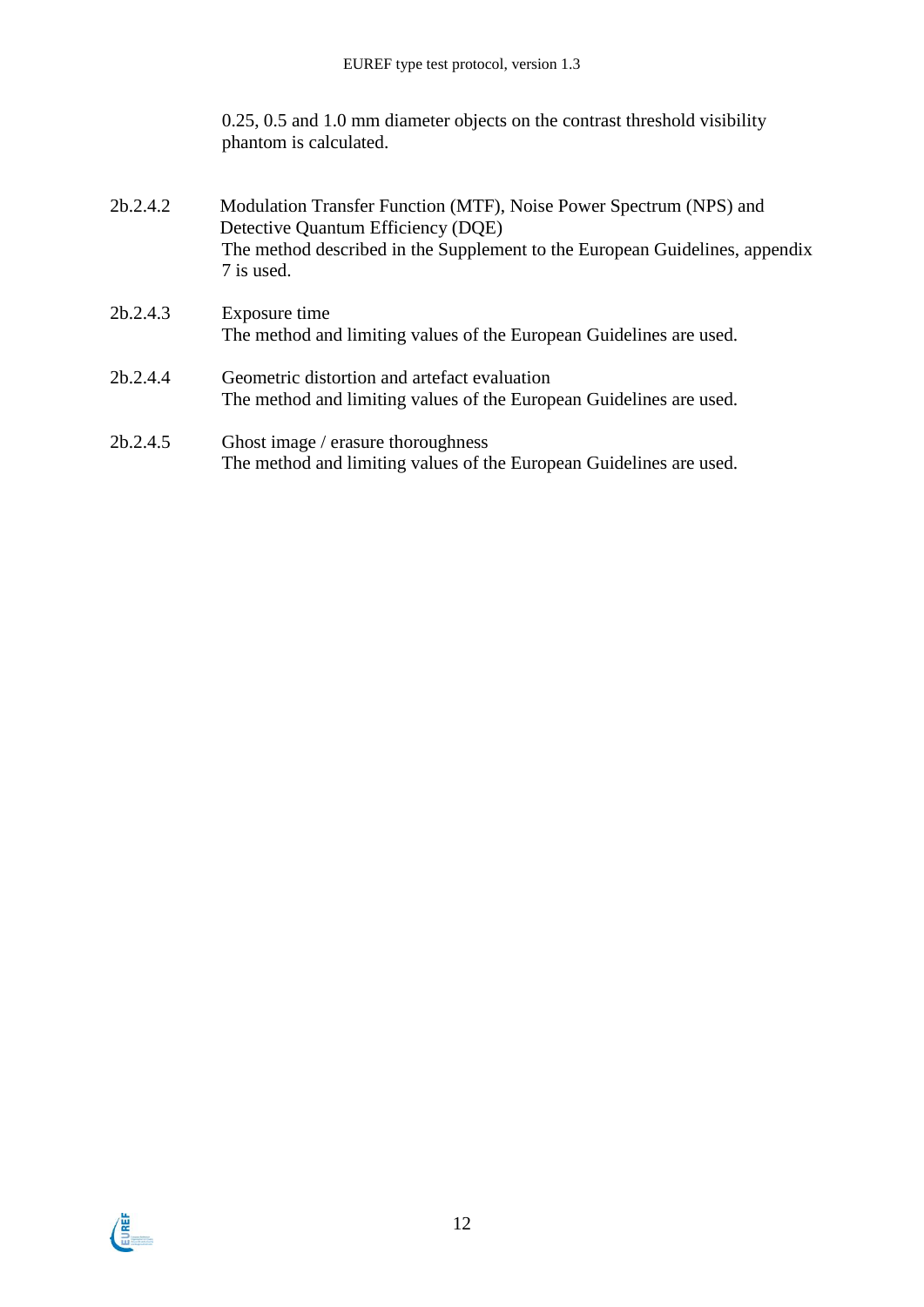0.25, 0.5 and 1.0 mm diameter objects on the contrast threshold visibility phantom is calculated.

2b.2.4.2 Modulation Transfer Function (MTF), Noise Power Spectrum (NPS) and Detective Quantum Efficiency (DQE)

The method described in the Supplement to the European Guidelines, appendix 7 is used.

2b.2.4.3 Exposure time

The method and limiting values of the European Guidelines are used.

2b.2.4.4 Geometric distortion and artefact evaluation

The method and limiting values of the European Guidelines are used.

2b.2.4.5 Ghost image / erasure thoroughness

The method and limiting values of the European Guidelines are used.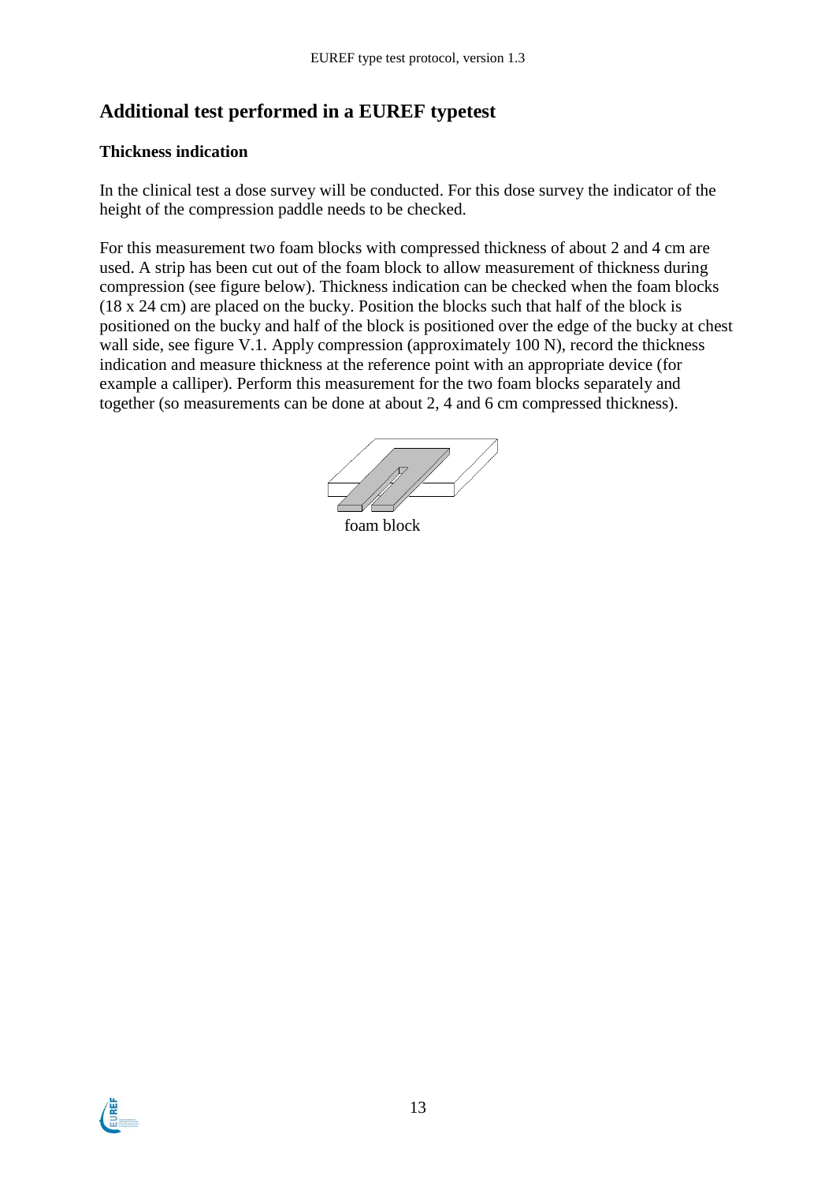## Additional test performed in a EUREF typetest

### Thickness indication

In the clinical test a dose survey will be conducted. For this dose survey the indicator of the height of the compression paddle needs to be checked.

For this measurement two foam blocks with compressed thickness of about 2 and 4 cm are used. A strip has been cut out of the foam block to allow measurement of thickness during compression (see figure below). Thickness indication can be checked when the foam blocks (18 x 24 cm) are placed on the bucky. Position the blocks such that half of the block is positioned on the bucky and half of the block is positioned over the edge of the bucky at chest wall side, see figure V.1. Apply compression (approximately 100 N), record the thickness indication and measure thickness at the reference point with an appropriate device (for example a calliper). Perform this measurement for the two foam blocks separately and together (so measurements can be done at about 2, 4 and 6 cm compressed thickness).

foam block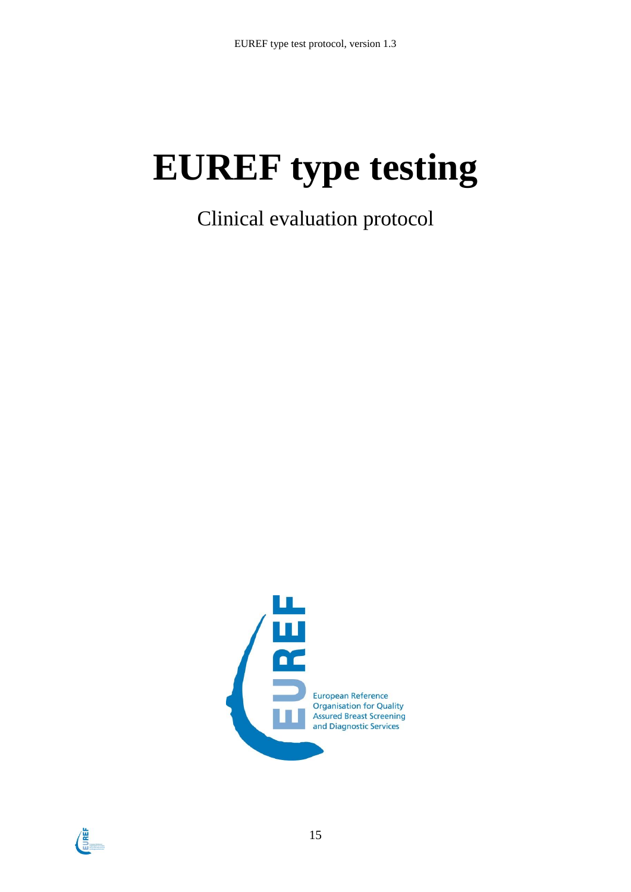# EUREF type testing

Clinical evaluation protocol

European Reference Organisation for Quality Assured Breast Screening and Diagnostic Services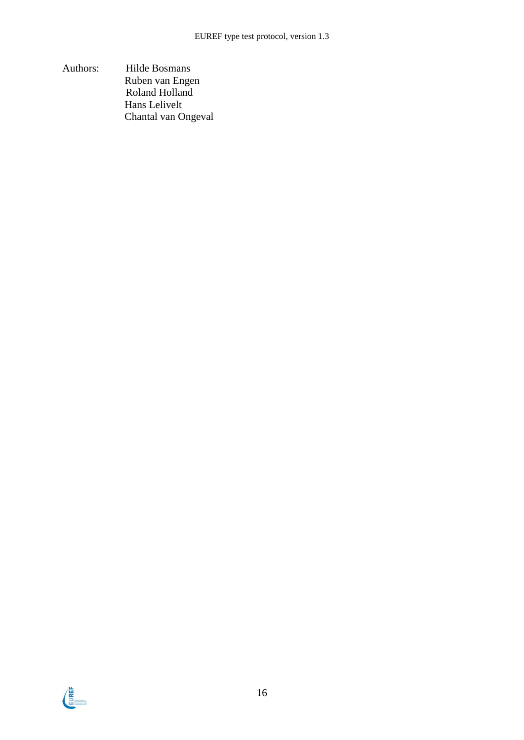Authors: Hilde Bosmans
Ruben van Engen
Roland Holland
Hans Lelivelt
Chantal van Ongeval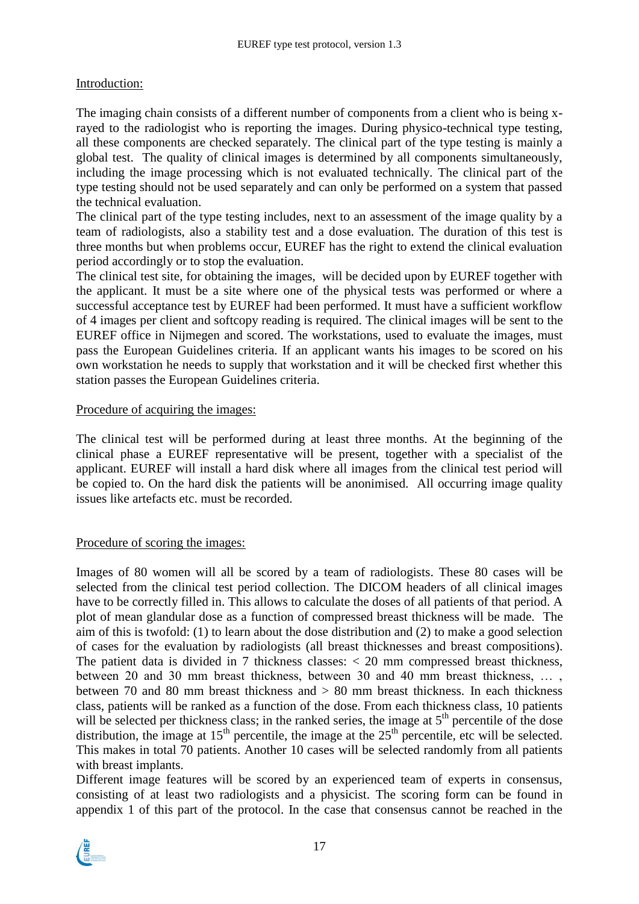Introduction:

The imaging chain consists of a different number of components from a client who is being x-rayed to the radiologist who is reporting the images. During physico-technical type testing, all these components are checked separately. The clinical part of the type testing is mainly a global test. The quality of clinical images is determined by all components simultaneously, including the image processing which is not evaluated technically. The clinical part of the type testing should not be used separately and can only be performed on a system that passed the technical evaluation.
The clinical part of the type testing includes, next to an assessment of the image quality by a team of radiologists, also a stability test and a dose evaluation. The duration of this test is three months but when problems occur, EUREF has the right to extend the clinical evaluation period accordingly or to stop the evaluation.
The clinical test site, for obtaining the images, will be decided upon by EUREF together with the applicant. It must be a site where one of the physical tests was performed or where a successful acceptance test by EUREF had been performed. It must have a sufficient workflow of 4 images per client and softcopy reading is required. The clinical images will be sent to the EUREF office in Nijmegen and scored. The workstations, used to evaluate the images, must pass the European Guidelines criteria. If an applicant wants his images to be scored on his own workstation he needs to supply that workstation and it will be checked first whether this station passes the European Guidelines criteria.

Procedure of acquiring the images:

The clinical test will be performed during at least three months. At the beginning of the clinical phase a EUREF representative will be present, together with a specialist of the applicant. EUREF will install a hard disk where all images from the clinical test period will be copied to. On the hard disk the patients will be anonimised. All occurring image quality issues like artefacts etc. must be recorded.

Procedure of scoring the images:

Images of 80 women will all be scored by a team of radiologists. These 80 cases will be selected from the clinical test period collection. The DICOM headers of all clinical images have to be correctly filled in. This allows to calculate the doses of all patients of that period. A plot of mean glandular dose as a function of compressed breast thickness will be made. The aim of this is twofold: (1) to learn about the dose distribution and (2) to make a good selection of cases for the evaluation by radiologists (all breast thicknesses and breast compositions). The patient data is divided in 7 thickness classes: < 20 mm compressed breast thickness, between 20 and 30 mm breast thickness, between 30 and 40 mm breast thickness, … , between 70 and 80 mm breast thickness and > 80 mm breast thickness. In each thickness class, patients will be ranked as a function of the dose. From each thickness class, 10 patients will be selected per thickness class; in the ranked series, the image at 5$^{th}$ percentile of the dose distribution, the image at 15$^{th}$ percentile, the image at the 25$^{th}$ percentile, etc will be selected. This makes in total 70 patients. Another 10 cases will be selected randomly from all patients with breast implants.
Different image features will be scored by an experienced team of experts in consensus, consisting of at least two radiologists and a physicist. The scoring form can be found in appendix 1 of this part of the protocol. In the case that consensus cannot be reached in the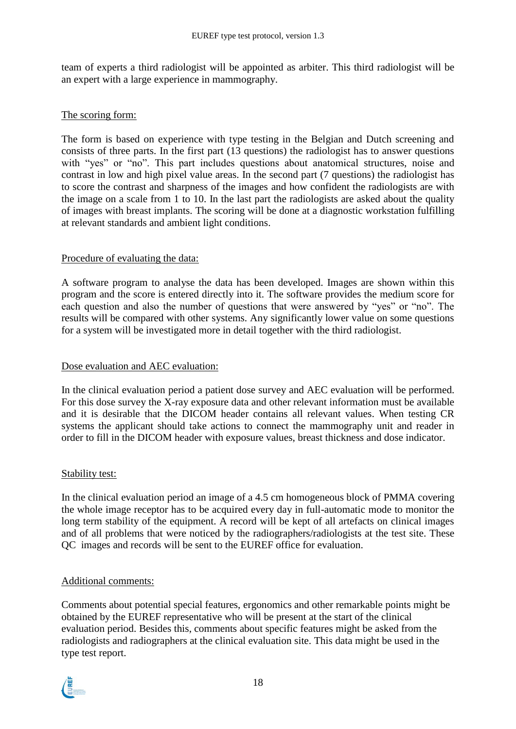team of experts a third radiologist will be appointed as arbiter. This third radiologist will be an expert with a large experience in mammography.

The scoring form:

The form is based on experience with type testing in the Belgian and Dutch screening and consists of three parts. In the first part (13 questions) the radiologist has to answer questions with "yes" or "no". This part includes questions about anatomical structures, noise and contrast in low and high pixel value areas. In the second part (7 questions) the radiologist has to score the contrast and sharpness of the images and how confident the radiologists are with the image on a scale from 1 to 10. In the last part the radiologists are asked about the quality of images with breast implants. The scoring will be done at a diagnostic workstation fulfilling at relevant standards and ambient light conditions.

Procedure of evaluating the data:

A software program to analyse the data has been developed. Images are shown within this program and the score is entered directly into it. The software provides the medium score for each question and also the number of questions that were answered by "yes" or "no". The results will be compared with other systems. Any significantly lower value on some questions for a system will be investigated more in detail together with the third radiologist.

Dose evaluation and AEC evaluation:

In the clinical evaluation period a patient dose survey and AEC evaluation will be performed. For this dose survey the X-ray exposure data and other relevant information must be available and it is desirable that the DICOM header contains all relevant values. When testing CR systems the applicant should take actions to connect the mammography unit and reader in order to fill in the DICOM header with exposure values, breast thickness and dose indicator.

Stability test:

In the clinical evaluation period an image of a 4.5 cm homogeneous block of PMMA covering the whole image receptor has to be acquired every day in full-automatic mode to monitor the long term stability of the equipment. A record will be kept of all artefacts on clinical images and of all problems that were noticed by the radiographers/radiologists at the test site. These QC images and records will be sent to the EUREF office for evaluation.

Additional comments:

Comments about potential special features, ergonomics and other remarkable points might be obtained by the EUREF representative who will be present at the start of the clinical evaluation period. Besides this, comments about specific features might be asked from the radiologists and radiographers at the clinical evaluation site. This data might be used in the type test report.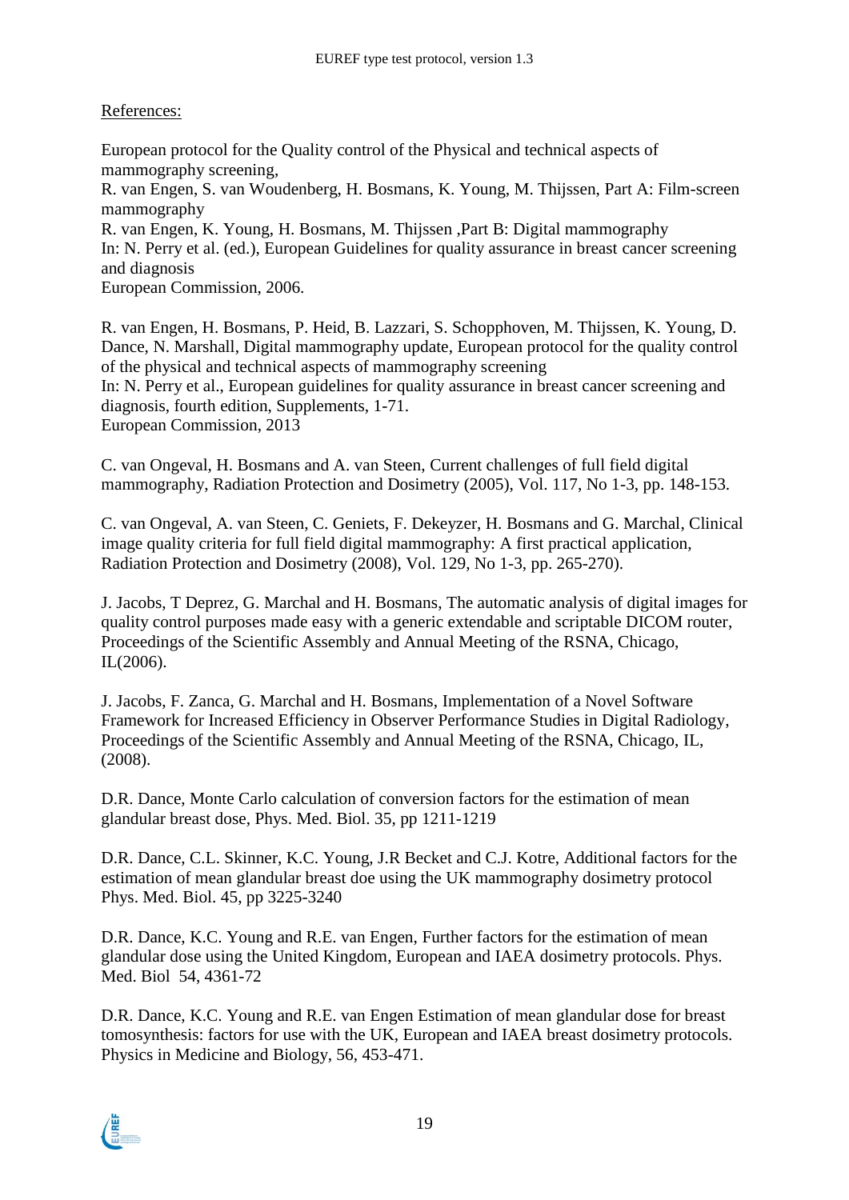References:

European protocol for the Quality control of the Physical and technical aspects of mammography screening,
R. van Engen, S. van Woudenberg, H. Bosmans, K. Young, M. Thijssen, Part A: Film-screen mammography
R. van Engen, K. Young, H. Bosmans, M. Thijssen ,Part B: Digital mammography
In: N. Perry et al. (ed.), European Guidelines for quality assurance in breast cancer screening and diagnosis
European Commission, 2006.

R. van Engen, H. Bosmans, P. Heid, B. Lazzari, S. Schopphoven, M. Thijssen, K. Young, D. Dance, N. Marshall, Digital mammography update, European protocol for the quality control of the physical and technical aspects of mammography screening
In: N. Perry et al., European guidelines for quality assurance in breast cancer screening and diagnosis, fourth edition, Supplements, 1-71.
European Commission, 2013

C. van Ongeval, H. Bosmans and A. van Steen, Current challenges of full field digital mammography, Radiation Protection and Dosimetry (2005), Vol. 117, No 1-3, pp. 148-153.

C. van Ongeval, A. van Steen, C. Geniets, F. Dekeyzer, H. Bosmans and G. Marchal, Clinical image quality criteria for full field digital mammography: A first practical application, Radiation Protection and Dosimetry (2008), Vol. 129, No 1-3, pp. 265-270).

J. Jacobs, T Deprez, G. Marchal and H. Bosmans, The automatic analysis of digital images for quality control purposes made easy with a generic extendable and scriptable DICOM router, Proceedings of the Scientific Assembly and Annual Meeting of the RSNA, Chicago, IL(2006).

J. Jacobs, F. Zanca, G. Marchal and H. Bosmans, Implementation of a Novel Software Framework for Increased Efficiency in Observer Performance Studies in Digital Radiology, Proceedings of the Scientific Assembly and Annual Meeting of the RSNA, Chicago, IL, (2008).

D.R. Dance, Monte Carlo calculation of conversion factors for the estimation of mean glandular breast dose, Phys. Med. Biol. 35, pp 1211-1219

D.R. Dance, C.L. Skinner, K.C. Young, J.R Becket and C.J. Kotre, Additional factors for the estimation of mean glandular breast doe using the UK mammography dosimetry protocol Phys. Med. Biol. 45, pp 3225-3240

D.R. Dance, K.C. Young and R.E. van Engen, Further factors for the estimation of mean glandular dose using the United Kingdom, European and IAEA dosimetry protocols. Phys. Med. Biol 54, 4361-72

D.R. Dance, K.C. Young and R.E. van Engen Estimation of mean glandular dose for breast tomosynthesis: factors for use with the UK, European and IAEA breast dosimetry protocols. Physics in Medicine and Biology, 56, 453-471.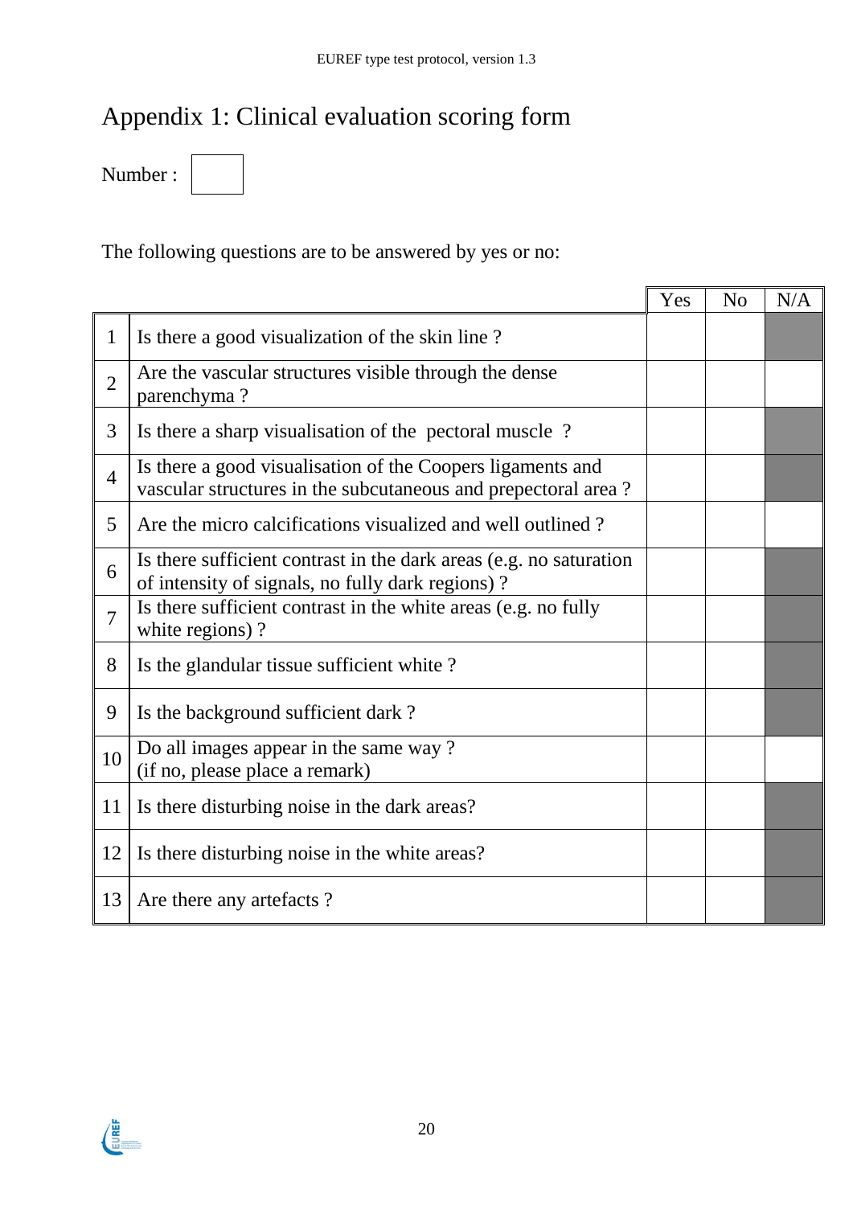# Appendix 1: Clinical evaluation scoring form

Number :

The following questions are to be answered by yes or no:

| | | Yes | No | N/A |
|---|---|---|---|---|
| 1 | Is there a good visualization of the skin line ? | | | |
| 2 | Are the vascular structures visible through the dense parenchyma ? | | | |
| 3 | Is there a sharp visualisation of the pectoral muscle ? | | | |
| 4 | Is there a good visualisation of the Coopers ligaments and vascular structures in the subcutaneous and prepectoral area ? | | | |
| 5 | Are the micro calcifications visualized and well outlined ? | | | |
| 6 | Is there sufficient contrast in the dark areas (e.g. no saturation of intensity of signals, no fully dark regions) ? | | | |
| 7 | Is there sufficient contrast in the white areas (e.g. no fully white regions) ? | | | |
| 8 | Is the glandular tissue sufficient white ? | | | |
| 9 | Is the background sufficient dark ? | | | |
| 10 | Do all images appear in the same way ?<br>(if no, please place a remark) | | | |
| 11 | Is there disturbing noise in the dark areas? | | | |
| 12 | Is there disturbing noise in the white areas? | | | |
| 13 | Are there any artefacts ? | | | |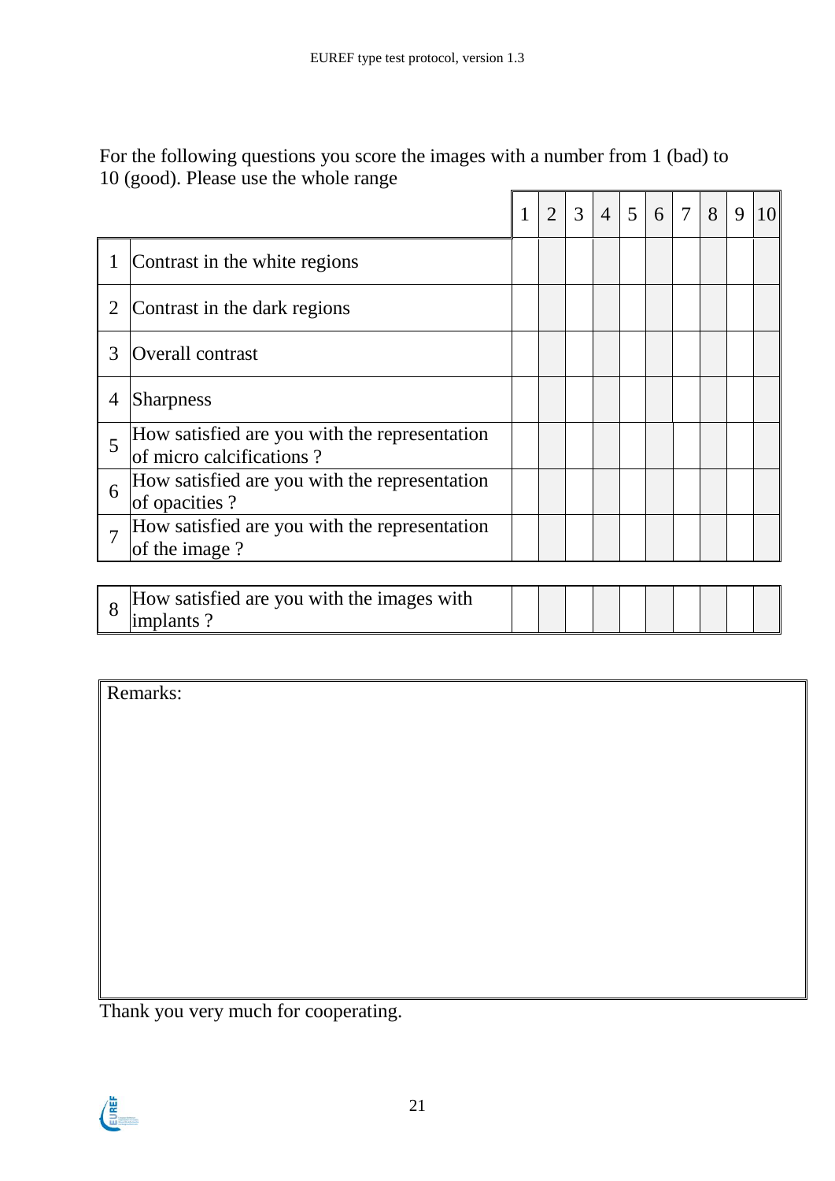For the following questions you score the images with a number from 1 (bad) to 10 (good). Please use the whole range

| | | 1 | 2 | 3 | 4 | 5 | 6 | 7 | 8 | 9 | 10 |
|---|---|---|---|---|---|---|---|---|---|---|---|
| 1 | Contrast in the white regions | | | | | | | | | | |
| 2 | Contrast in the dark regions | | | | | | | | | | |
| 3 | Overall contrast | | | | | | | | | | |
| 4 | Sharpness | | | | | | | | | | |
| 5 | How satisfied are you with the representation of micro calcifications ? | | | | | | | | | | |
| 6 | How satisfied are you with the representation of opacities ? | | | | | | | | | | |
| 7 | How satisfied are you with the representation of the image ? | | | | | | | | | | |
| 8 | How satisfied are you with the images with implants ? | | | | | | | | | | |

| Remarks: |
|---|
| |

Thank you very much for cooperating.